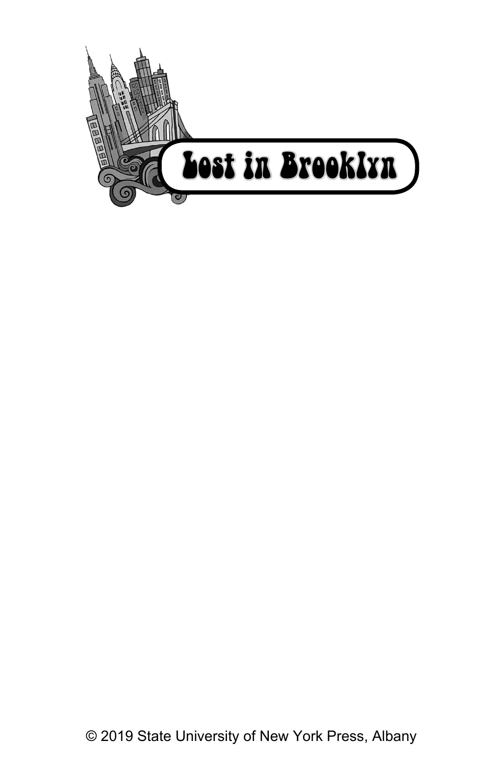# Lost in Brooklyn

© 2019 State University of New York Press, Albany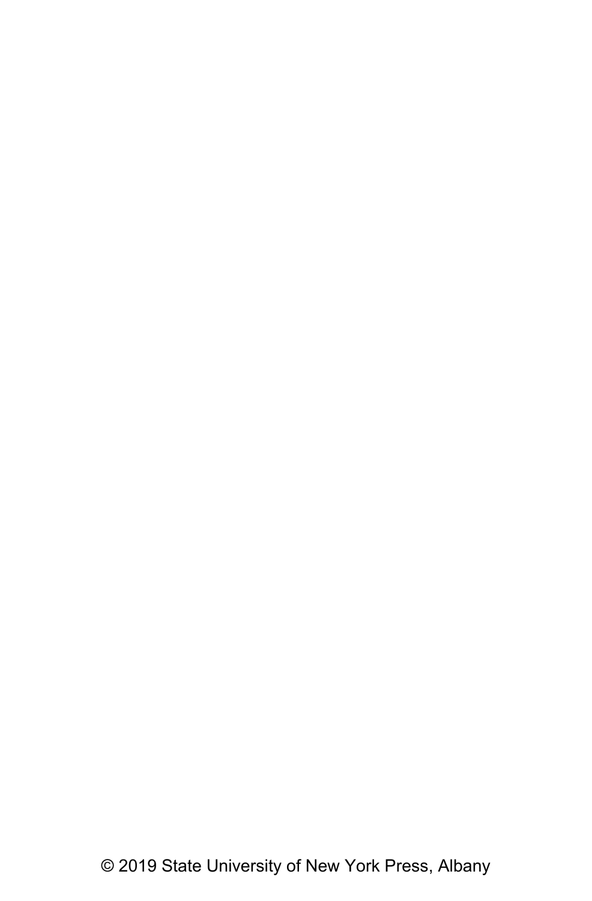© 2019 State University of New York Press, Albany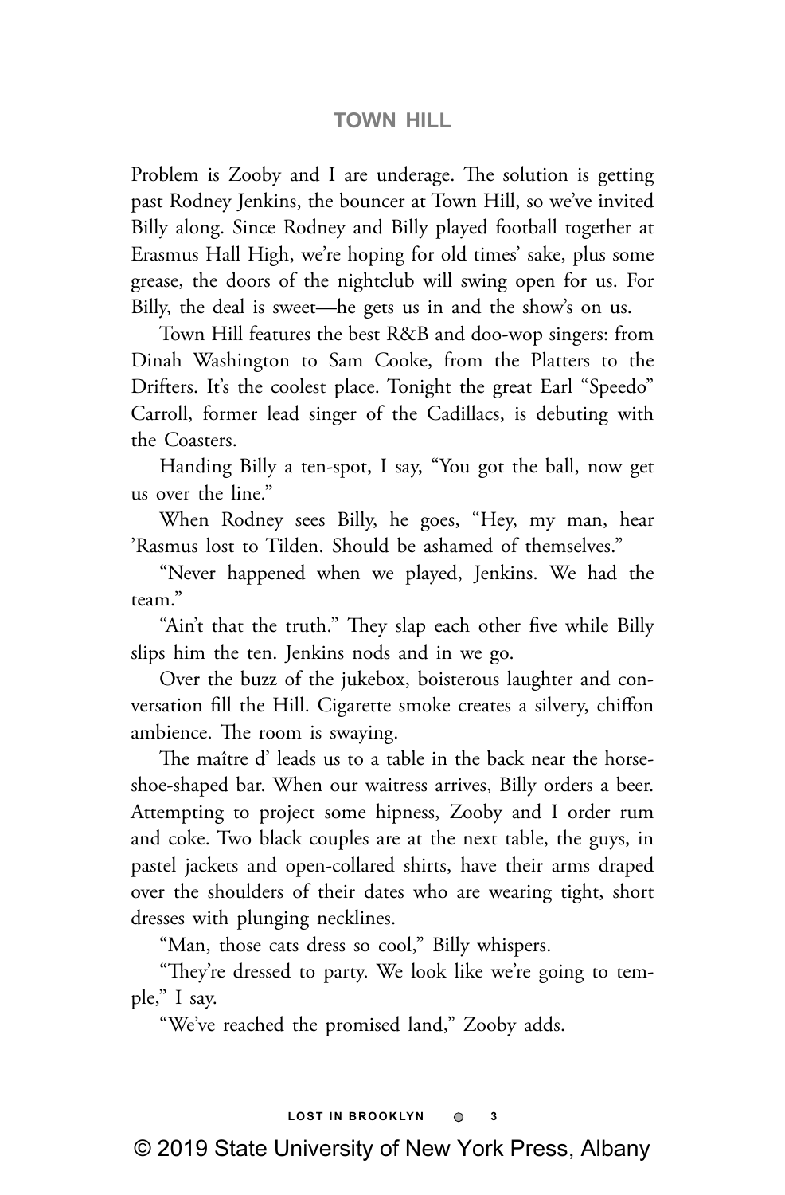## TOWN HILL

Problem is Zooby and I are underage. The solution is getting past Rodney Jenkins, the bouncer at Town Hill, so we've invited Billy along. Since Rodney and Billy played football together at Erasmus Hall High, we're hoping for old times' sake, plus some grease, the doors of the nightclub will swing open for us. For Billy, the deal is sweet—he gets us in and the show's on us.

Town Hill features the best R&B and doo-wop singers: from Dinah Washington to Sam Cooke, from the Platters to the Drifters. It's the coolest place. Tonight the great Earl "Speedo" Carroll, former lead singer of the Cadillacs, is debuting with the Coasters.

Handing Billy a ten-spot, I say, "You got the ball, now get us over the line."

When Rodney sees Billy, he goes, "Hey, my man, hear 'Rasmus lost to Tilden. Should be ashamed of themselves."

"Never happened when we played, Jenkins. We had the team."

"Ain't that the truth." They slap each other five while Billy slips him the ten. Jenkins nods and in we go.

Over the buzz of the jukebox, boisterous laughter and conversation fill the Hill. Cigarette smoke creates a silvery, chiffon ambience. The room is swaying.

The maître d' leads us to a table in the back near the horseshoe-shaped bar. When our waitress arrives, Billy orders a beer. Attempting to project some hipness, Zooby and I order rum and coke. Two black couples are at the next table, the guys, in pastel jackets and open-collared shirts, have their arms draped over the shoulders of their dates who are wearing tight, short dresses with plunging necklines.

"Man, those cats dress so cool," Billy whispers.

"They're dressed to party. We look like we're going to temple," I say.

"We've reached the promised land," Zooby adds.

© 2019 State University of New York Press, Albany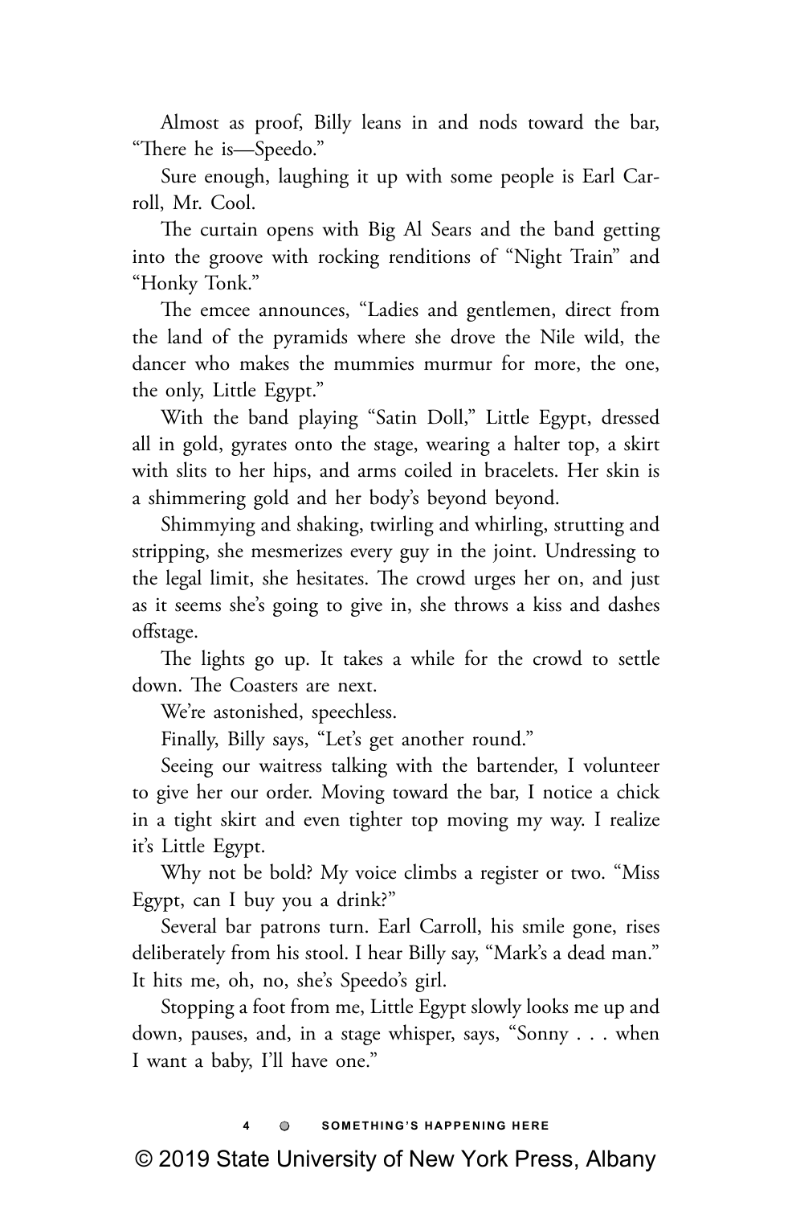Almost as proof, Billy leans in and nods toward the bar, "There he is—Speedo."

Sure enough, laughing it up with some people is Earl Carroll, Mr. Cool.

The curtain opens with Big Al Sears and the band getting into the groove with rocking renditions of "Night Train" and "Honky Tonk."

The emcee announces, "Ladies and gentlemen, direct from the land of the pyramids where she drove the Nile wild, the dancer who makes the mummies murmur for more, the one, the only, Little Egypt."

With the band playing "Satin Doll," Little Egypt, dressed all in gold, gyrates onto the stage, wearing a halter top, a skirt with slits to her hips, and arms coiled in bracelets. Her skin is a shimmering gold and her body's beyond beyond.

Shimmying and shaking, twirling and whirling, strutting and stripping, she mesmerizes every guy in the joint. Undressing to the legal limit, she hesitates. The crowd urges her on, and just as it seems she's going to give in, she throws a kiss and dashes offstage.

The lights go up. It takes a while for the crowd to settle down. The Coasters are next.

We're astonished, speechless.

Finally, Billy says, "Let's get another round."

Seeing our waitress talking with the bartender, I volunteer to give her our order. Moving toward the bar, I notice a chick in a tight skirt and even tighter top moving my way. I realize it's Little Egypt.

Why not be bold? My voice climbs a register or two. "Miss Egypt, can I buy you a drink?"

Several bar patrons turn. Earl Carroll, his smile gone, rises deliberately from his stool. I hear Billy say, "Mark's a dead man." It hits me, oh, no, she's Speedo's girl.

Stopping a foot from me, Little Egypt slowly looks me up and down, pauses, and, in a stage whisper, says, "Sonny . . . when I want a baby, I'll have one."

© 2019 State University of New York Press, Albany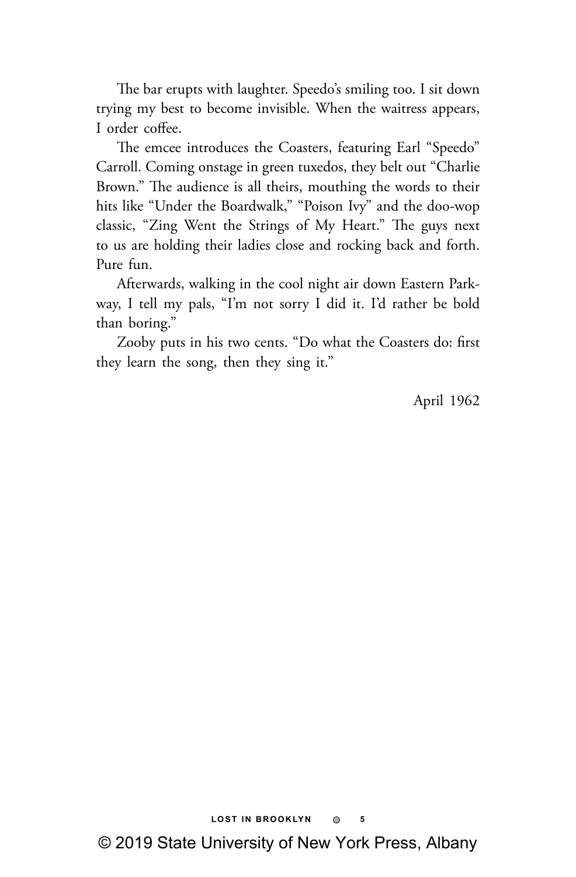The bar erupts with laughter. Speedo's smiling too. I sit down trying my best to become invisible. When the waitress appears, I order coffee.

The emcee introduces the Coasters, featuring Earl "Speedo" Carroll. Coming onstage in green tuxedos, they belt out "Charlie Brown." The audience is all theirs, mouthing the words to their hits like "Under the Boardwalk," "Poison Ivy" and the doo-wop classic, "Zing Went the Strings of My Heart." The guys next to us are holding their ladies close and rocking back and forth. Pure fun.

Afterwards, walking in the cool night air down Eastern Parkway, I tell my pals, "I'm not sorry I did it. I'd rather be bold than boring."

Zooby puts in his two cents. "Do what the Coasters do: first they learn the song, then they sing it."

April 1962

© 2019 State University of New York Press, Albany